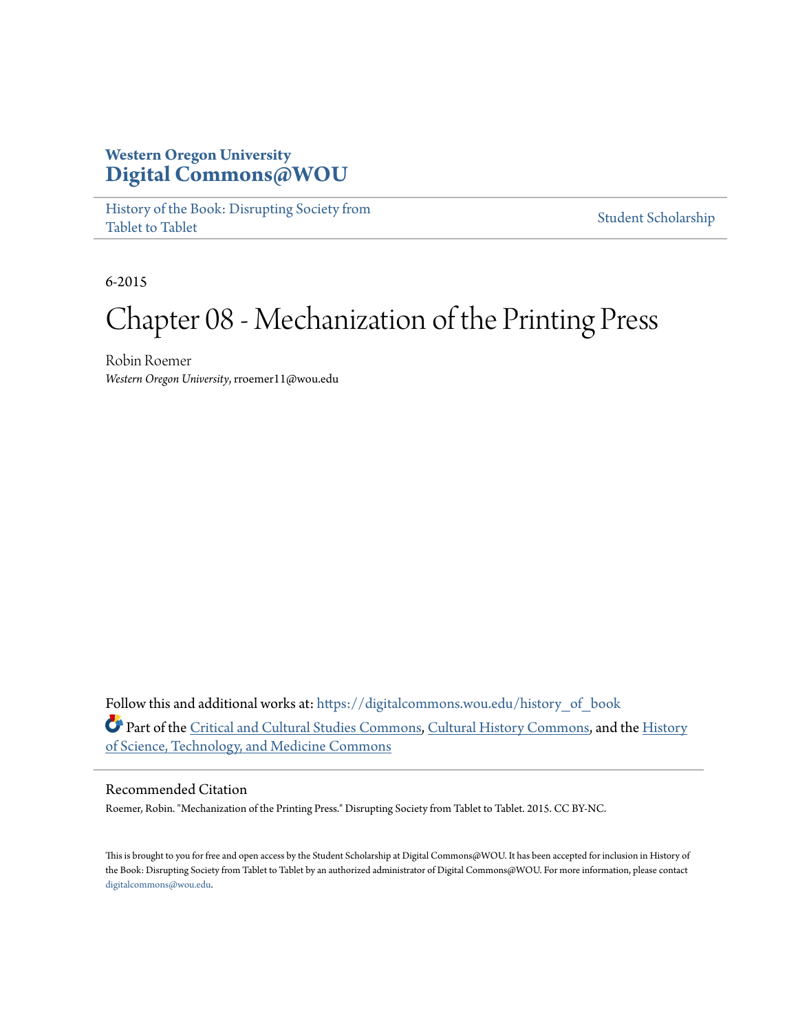**Western Oregon University**
**Digital Commons@WOU**

History of the Book: Disrupting Society from Tablet to Tablet | Student Scholarship

6-2015

# Chapter 08 - Mechanization of the Printing Press

Robin Roemer
*Western Oregon University*, rroemer11@wou.edu

Follow this and additional works at: https://digitalcommons.wou.edu/history_of_book

Part of the Critical and Cultural Studies Commons, Cultural History Commons, and the History of Science, Technology, and Medicine Commons

## Recommended Citation

Roemer, Robin. "Mechanization of the Printing Press." Disrupting Society from Tablet to Tablet. 2015. CC BY-NC.

This is brought to you for free and open access by the Student Scholarship at Digital Commons@WOU. It has been accepted for inclusion in History of the Book: Disrupting Society from Tablet to Tablet by an authorized administrator of Digital Commons@WOU. For more information, please contact digitalcommons@wou.edu.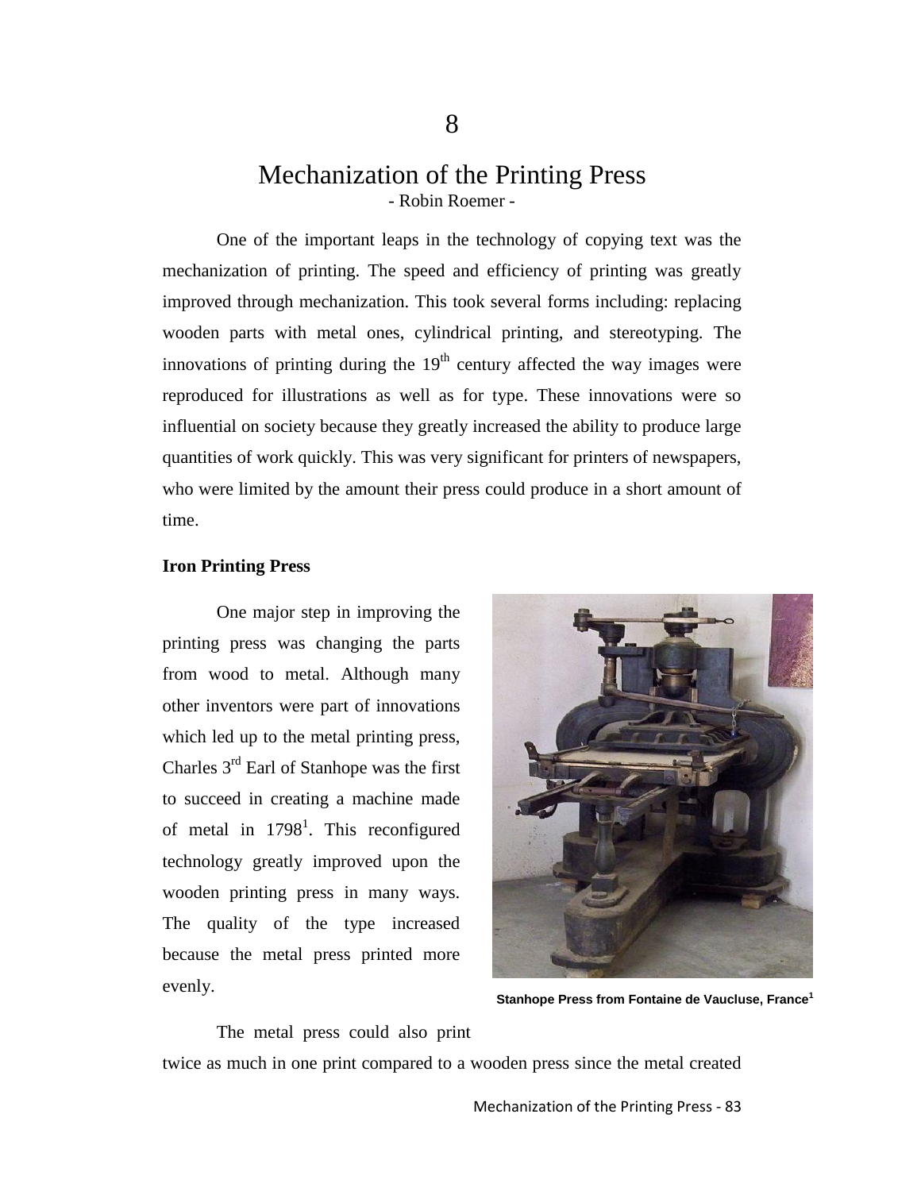# 8

# Mechanization of the Printing Press

- Robin Roemer -

One of the important leaps in the technology of copying text was the mechanization of printing. The speed and efficiency of printing was greatly improved through mechanization. This took several forms including: replacing wooden parts with metal ones, cylindrical printing, and stereotyping. The innovations of printing during the 19th century affected the way images were reproduced for illustrations as well as for type. These innovations were so influential on society because they greatly increased the ability to produce large quantities of work quickly. This was very significant for printers of newspapers, who were limited by the amount their press could produce in a short amount of time.

**Iron Printing Press**

One major step in improving the printing press was changing the parts from wood to metal. Although many other inventors were part of innovations which led up to the metal printing press, Charles 3rd Earl of Stanhope was the first to succeed in creating a machine made of metal in 1798[1]. This reconfigured technology greatly improved upon the wooden printing press in many ways. The quality of the type increased because the metal press printed more evenly.

**Stanhope Press from Fontaine de Vaucluse, France[1]**

The metal press could also print twice as much in one print compared to a wooden press since the metal created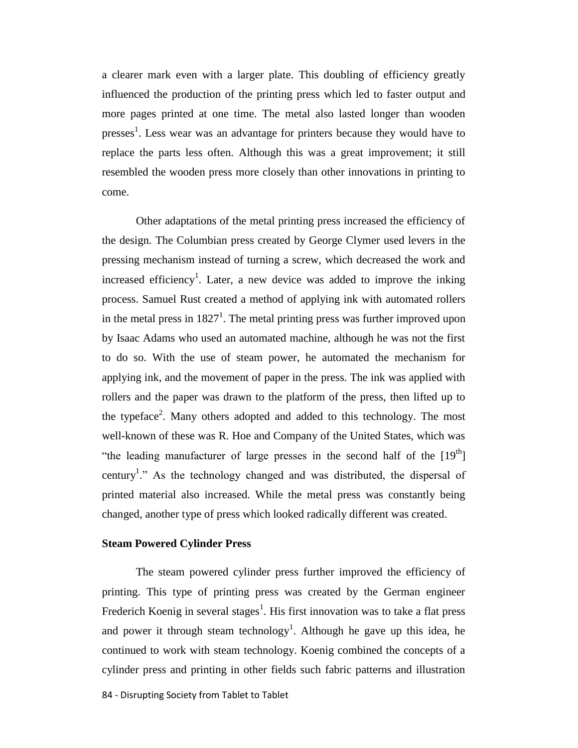a clearer mark even with a larger plate. This doubling of efficiency greatly influenced the production of the printing press which led to faster output and more pages printed at one time. The metal also lasted longer than wooden presses[1]. Less wear was an advantage for printers because they would have to replace the parts less often. Although this was a great improvement; it still resembled the wooden press more closely than other innovations in printing to come.

Other adaptations of the metal printing press increased the efficiency of the design. The Columbian press created by George Clymer used levers in the pressing mechanism instead of turning a screw, which decreased the work and increased efficiency[1]. Later, a new device was added to improve the inking process. Samuel Rust created a method of applying ink with automated rollers in the metal press in 1827[1]. The metal printing press was further improved upon by Isaac Adams who used an automated machine, although he was not the first to do so. With the use of steam power, he automated the mechanism for applying ink, and the movement of paper in the press. The ink was applied with rollers and the paper was drawn to the platform of the press, then lifted up to the typeface[2]. Many others adopted and added to this technology. The most well-known of these was R. Hoe and Company of the United States, which was "the leading manufacturer of large presses in the second half of the [19th] century[1]." As the technology changed and was distributed, the dispersal of printed material also increased. While the metal press was constantly being changed, another type of press which looked radically different was created.

### Steam Powered Cylinder Press

The steam powered cylinder press further improved the efficiency of printing. This type of printing press was created by the German engineer Frederich Koenig in several stages[1]. His first innovation was to take a flat press and power it through steam technology[1]. Although he gave up this idea, he continued to work with steam technology. Koenig combined the concepts of a cylinder press and printing in other fields such fabric patterns and illustration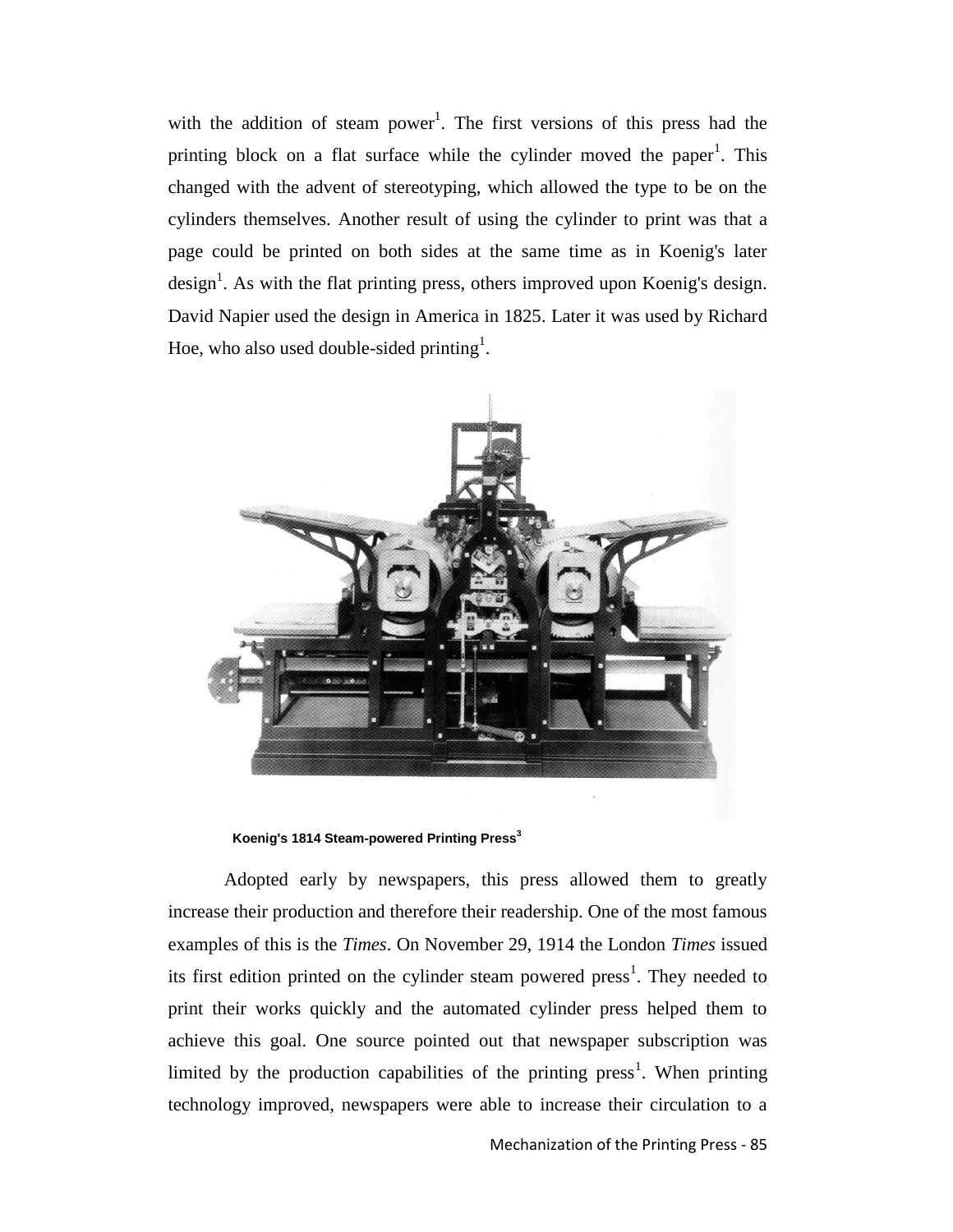with the addition of steam power[1]. The first versions of this press had the printing block on a flat surface while the cylinder moved the paper[1]. This changed with the advent of stereotyping, which allowed the type to be on the cylinders themselves. Another result of using the cylinder to print was that a page could be printed on both sides at the same time as in Koenig's later design[1]. As with the flat printing press, others improved upon Koenig's design. David Napier used the design in America in 1825. Later it was used by Richard Hoe, who also used double-sided printing[1].

**Koenig's 1814 Steam-powered Printing Press[3]**

Adopted early by newspapers, this press allowed them to greatly increase their production and therefore their readership. One of the most famous examples of this is the *Times*. On November 29, 1914 the London *Times* issued its first edition printed on the cylinder steam powered press[1]. They needed to print their works quickly and the automated cylinder press helped them to achieve this goal. One source pointed out that newspaper subscription was limited by the production capabilities of the printing press[1]. When printing technology improved, newspapers were able to increase their circulation to a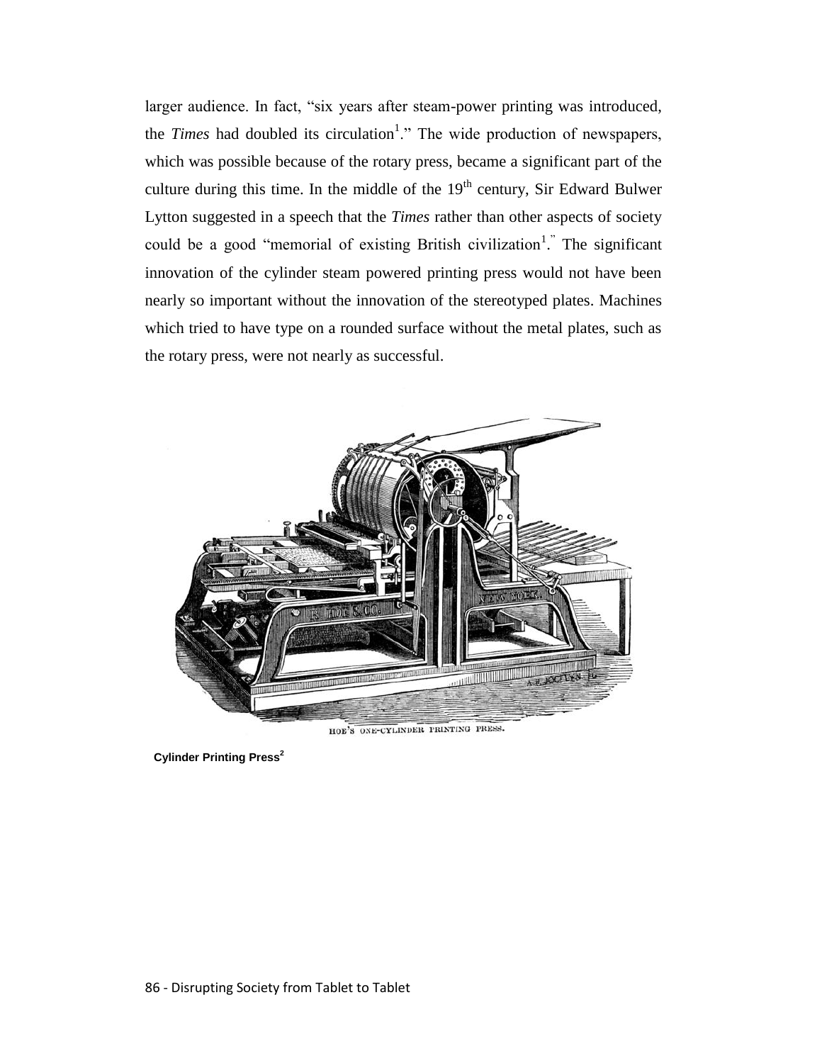larger audience. In fact, "six years after steam-power printing was introduced, the *Times* had doubled its circulation[1]." The wide production of newspapers, which was possible because of the rotary press, became a significant part of the culture during this time. In the middle of the 19th century, Sir Edward Bulwer Lytton suggested in a speech that the *Times* rather than other aspects of society could be a good "memorial of existing British civilization[1]." The significant innovation of the cylinder steam powered printing press would not have been nearly so important without the innovation of the stereotyped plates. Machines which tried to have type on a rounded surface without the metal plates, such as the rotary press, were not nearly as successful.

HOE'S ONE-CYLINDER PRINTING PRESS.

**Cylinder Printing Press[2]**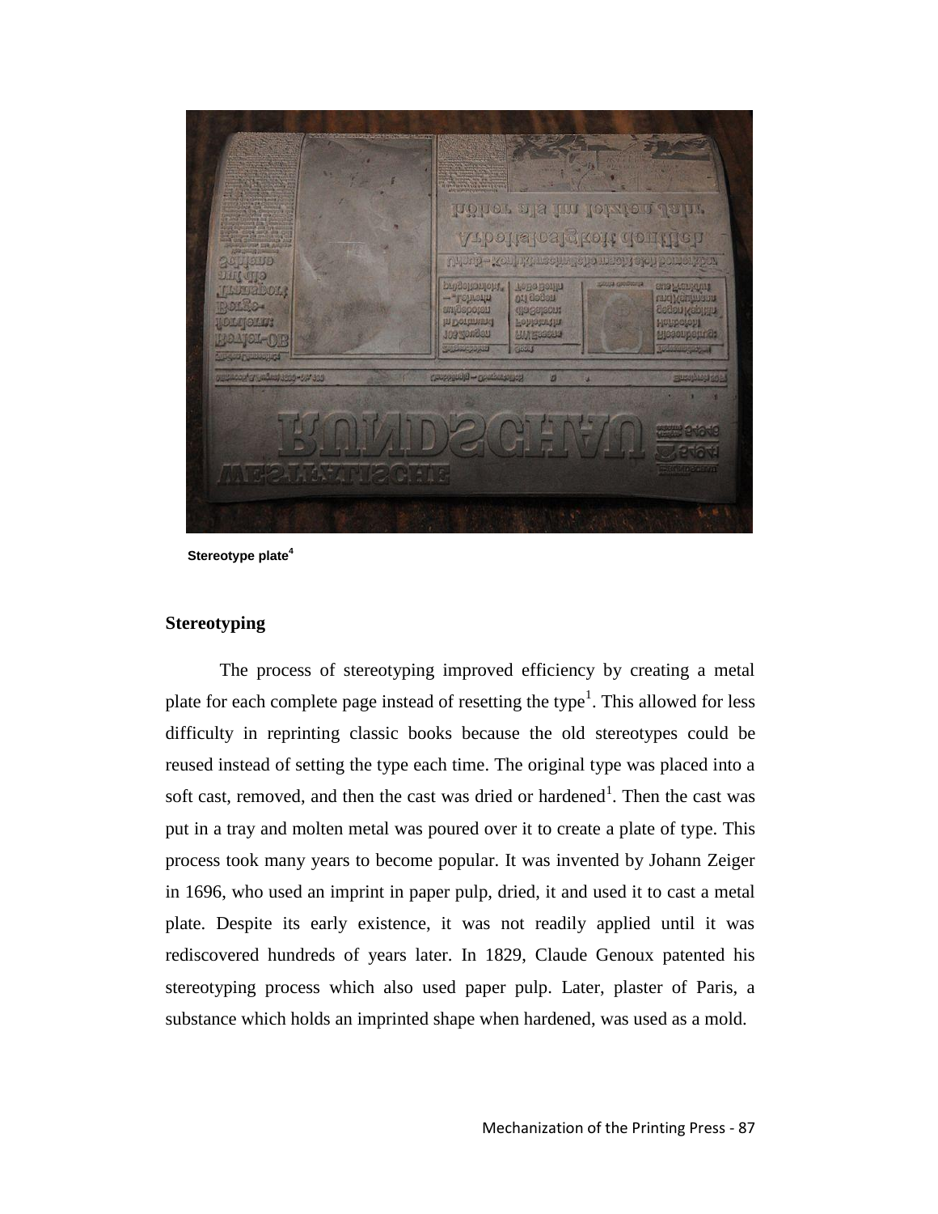Stereotype plate[4]

### Stereotyping

The process of stereotyping improved efficiency by creating a metal plate for each complete page instead of resetting the type[1]. This allowed for less difficulty in reprinting classic books because the old stereotypes could be reused instead of setting the type each time. The original type was placed into a soft cast, removed, and then the cast was dried or hardened[1]. Then the cast was put in a tray and molten metal was poured over it to create a plate of type. This process took many years to become popular. It was invented by Johann Zeiger in 1696, who used an imprint in paper pulp, dried, it and used it to cast a metal plate. Despite its early existence, it was not readily applied until it was rediscovered hundreds of years later. In 1829, Claude Genoux patented his stereotyping process which also used paper pulp. Later, plaster of Paris, a substance which holds an imprinted shape when hardened, was used as a mold.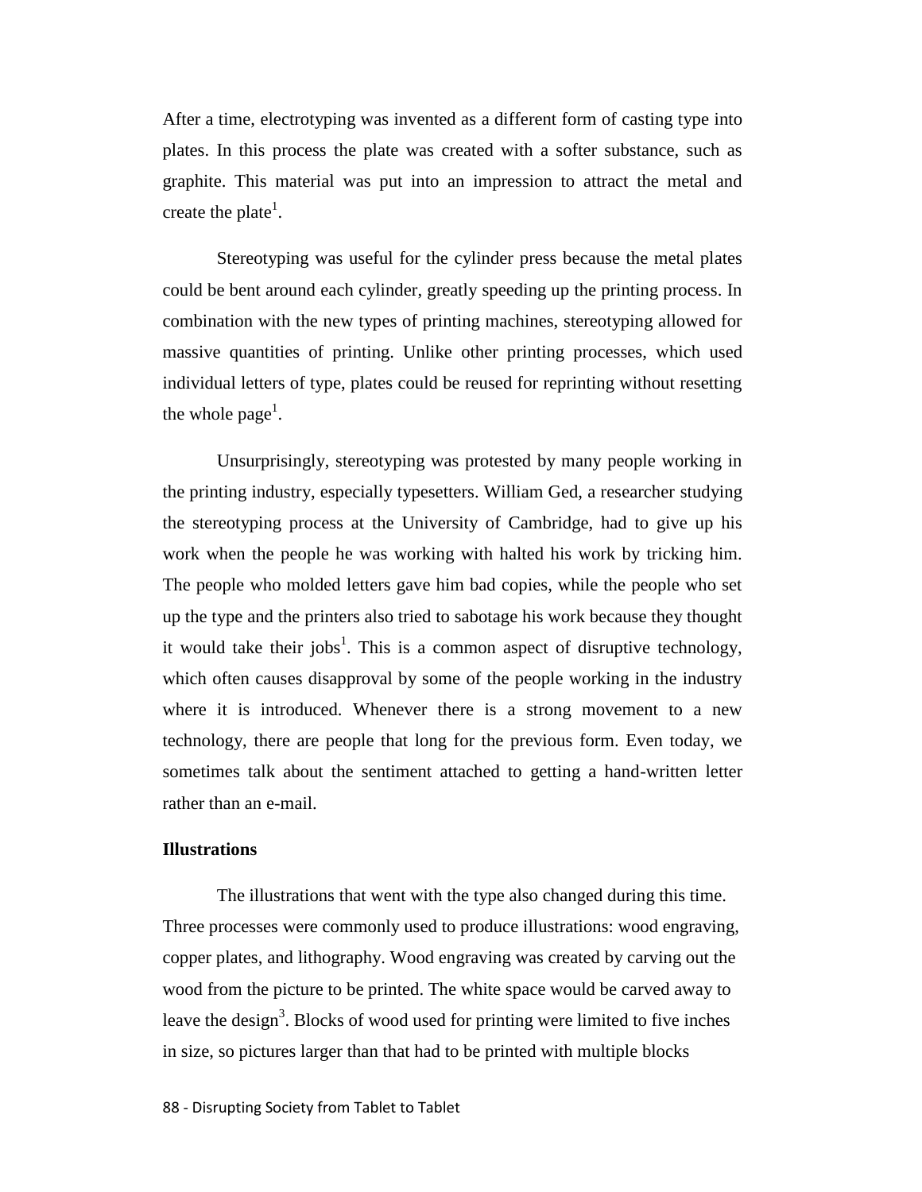After a time, electrotyping was invented as a different form of casting type into plates. In this process the plate was created with a softer substance, such as graphite. This material was put into an impression to attract the metal and create the plate[1].

Stereotyping was useful for the cylinder press because the metal plates could be bent around each cylinder, greatly speeding up the printing process. In combination with the new types of printing machines, stereotyping allowed for massive quantities of printing. Unlike other printing processes, which used individual letters of type, plates could be reused for reprinting without resetting the whole page[1].

Unsurprisingly, stereotyping was protested by many people working in the printing industry, especially typesetters. William Ged, a researcher studying the stereotyping process at the University of Cambridge, had to give up his work when the people he was working with halted his work by tricking him. The people who molded letters gave him bad copies, while the people who set up the type and the printers also tried to sabotage his work because they thought it would take their jobs[1]. This is a common aspect of disruptive technology, which often causes disapproval by some of the people working in the industry where it is introduced. Whenever there is a strong movement to a new technology, there are people that long for the previous form. Even today, we sometimes talk about the sentiment attached to getting a hand-written letter rather than an e-mail.

**Illustrations**

The illustrations that went with the type also changed during this time. Three processes were commonly used to produce illustrations: wood engraving, copper plates, and lithography. Wood engraving was created by carving out the wood from the picture to be printed. The white space would be carved away to leave the design[3]. Blocks of wood used for printing were limited to five inches in size, so pictures larger than that had to be printed with multiple blocks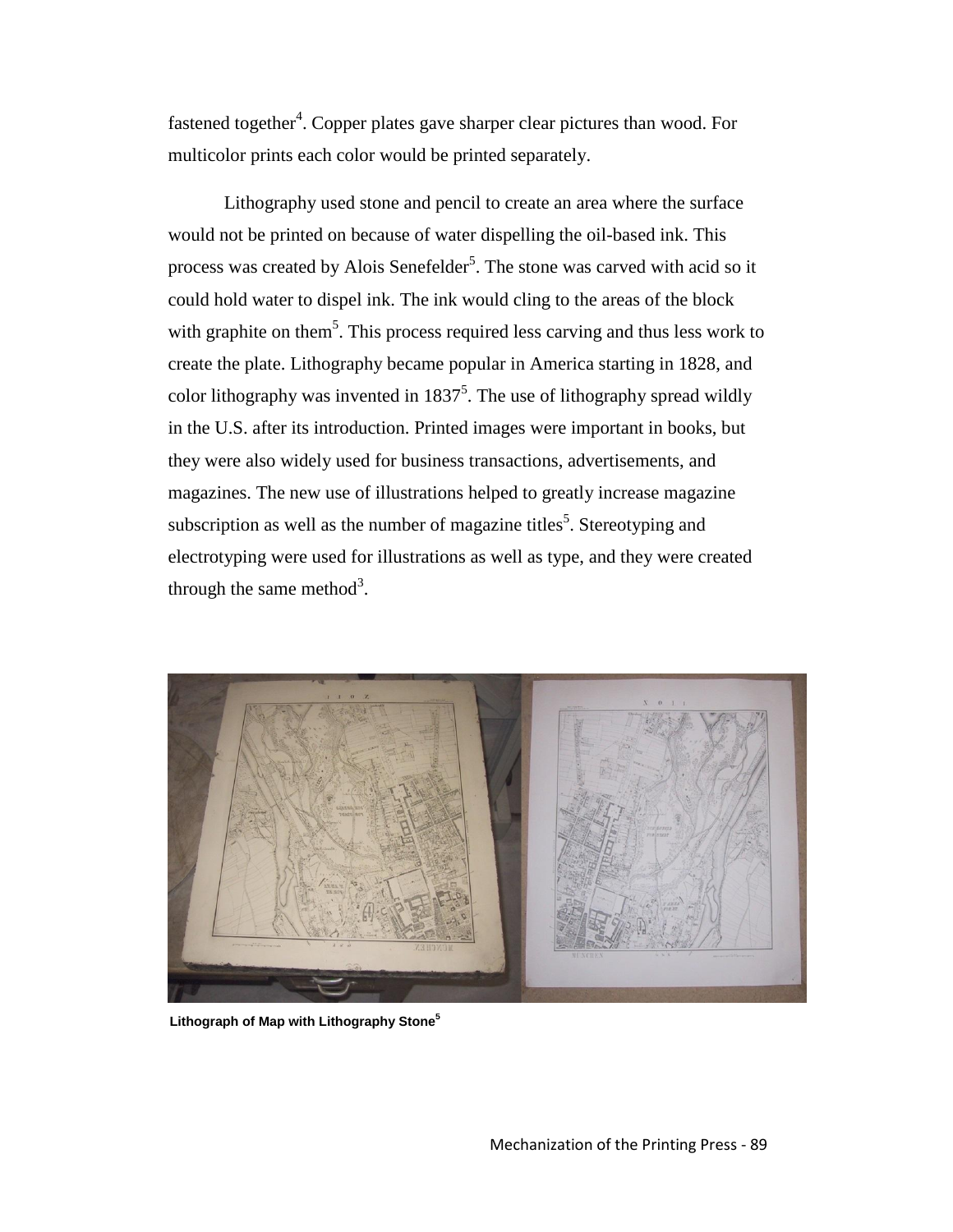fastened together[4]. Copper plates gave sharper clear pictures than wood. For multicolor prints each color would be printed separately.

Lithography used stone and pencil to create an area where the surface would not be printed on because of water dispelling the oil-based ink. This process was created by Alois Senefelder[5]. The stone was carved with acid so it could hold water to dispel ink. The ink would cling to the areas of the block with graphite on them[5]. This process required less carving and thus less work to create the plate. Lithography became popular in America starting in 1828, and color lithography was invented in 1837[5]. The use of lithography spread wildly in the U.S. after its introduction. Printed images were important in books, but they were also widely used for business transactions, advertisements, and magazines. The new use of illustrations helped to greatly increase magazine subscription as well as the number of magazine titles[5]. Stereotyping and electrotyping were used for illustrations as well as type, and they were created through the same method[3].

**Lithograph of Map with Lithography Stone[5]**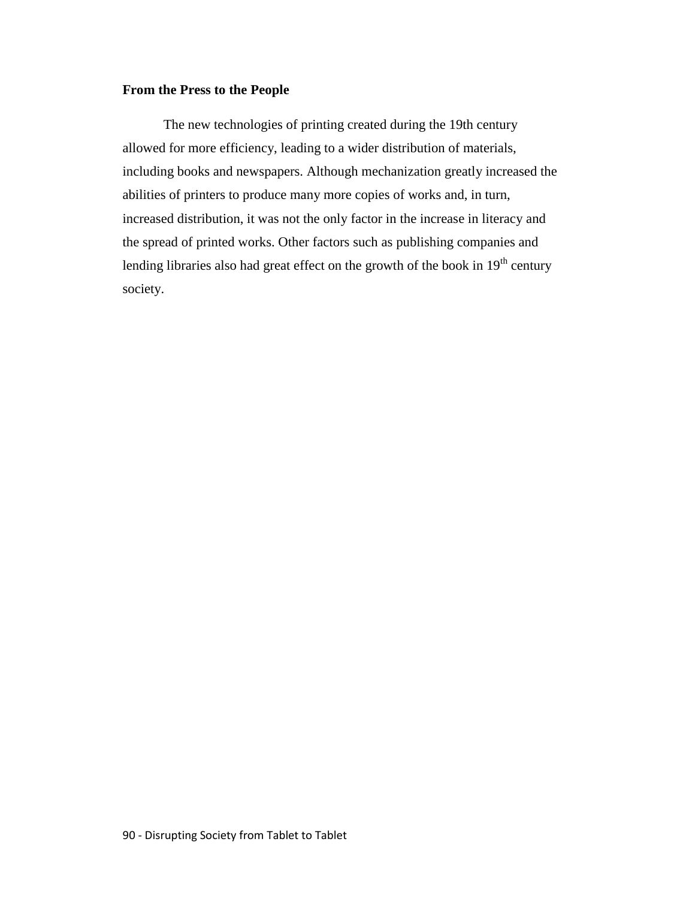## From the Press to the People

The new technologies of printing created during the 19th century allowed for more efficiency, leading to a wider distribution of materials, including books and newspapers. Although mechanization greatly increased the abilities of printers to produce many more copies of works and, in turn, increased distribution, it was not the only factor in the increase in literacy and the spread of printed works. Other factors such as publishing companies and lending libraries also had great effect on the growth of the book in 19th century society.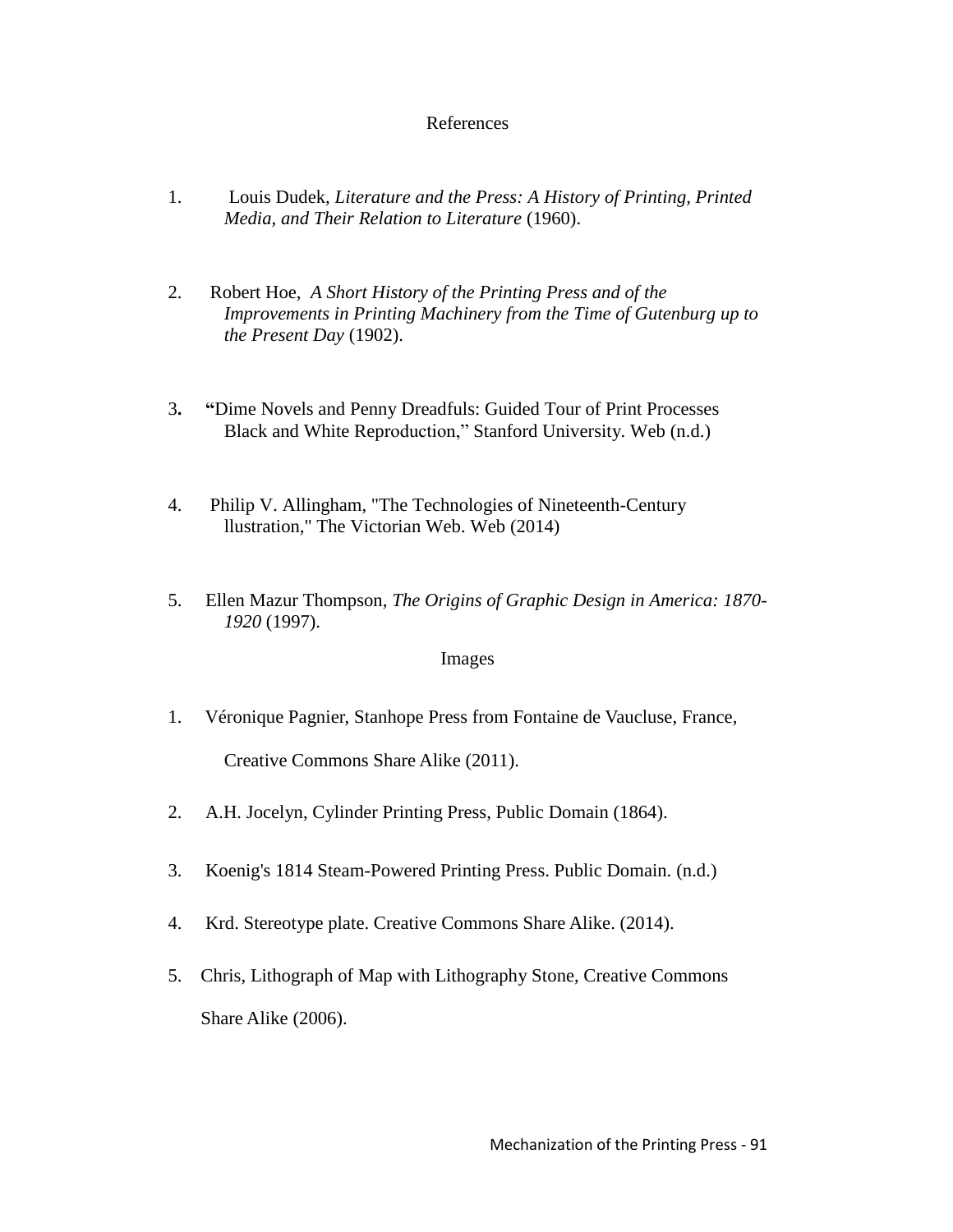## References

1. Louis Dudek, *Literature and the Press: A History of Printing, Printed Media, and Their Relation to Literature* (1960).

2. Robert Hoe, *A Short History of the Printing Press and of the Improvements in Printing Machinery from the Time of Gutenburg up to the Present Day* (1902).

3. "Dime Novels and Penny Dreadfuls: Guided Tour of Print Processes Black and White Reproduction," Stanford University. Web (n.d.)

4. Philip V. Allingham, "The Technologies of Nineteenth-Century llustration," The Victorian Web. Web (2014)

5. Ellen Mazur Thompson, *The Origins of Graphic Design in America: 1870-1920* (1997).

## Images

1. Véronique Pagnier, Stanhope Press from Fontaine de Vaucluse, France, Creative Commons Share Alike (2011).

2. A.H. Jocelyn, Cylinder Printing Press, Public Domain (1864).

3. Koenig's 1814 Steam-Powered Printing Press. Public Domain. (n.d.)

4. Krd. Stereotype plate. Creative Commons Share Alike. (2014).

5. Chris, Lithograph of Map with Lithography Stone, Creative Commons Share Alike (2006).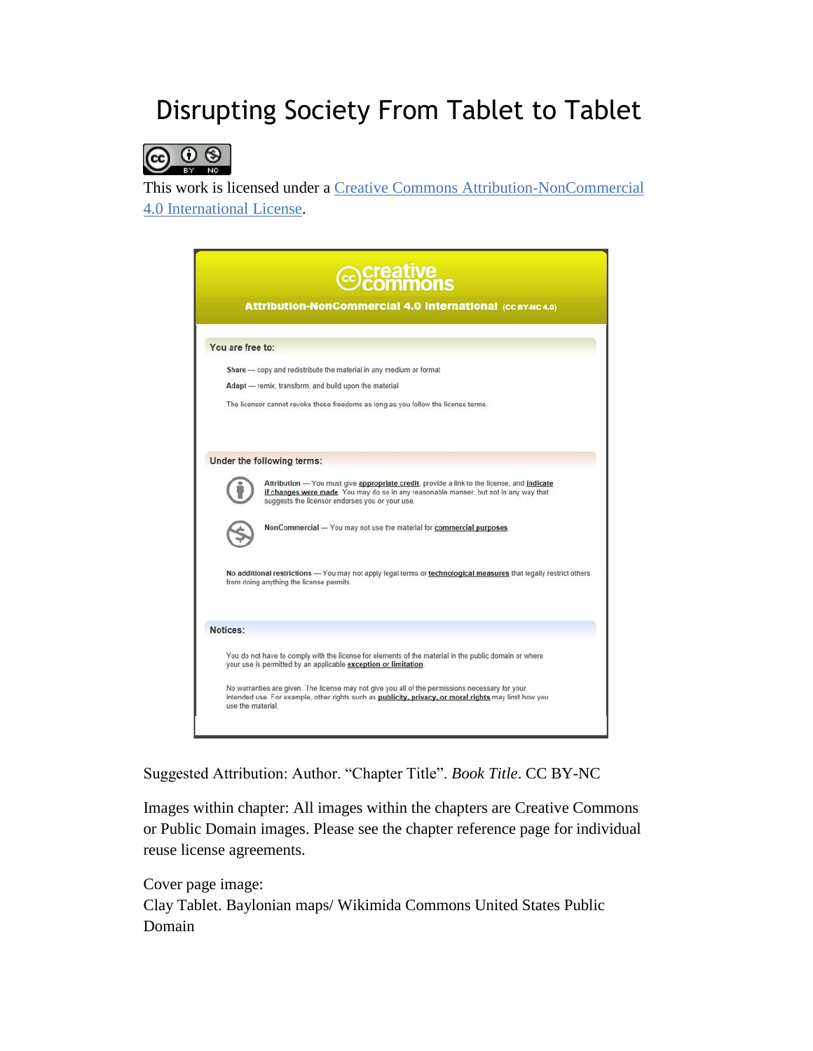# Disrupting Society From Tablet to Tablet

This work is licensed under a Creative Commons Attribution-NonCommercial 4.0 International License.

creative commons

**Attribution-NonCommercial 4.0 International** (CC BY-NC 4.0)

**You are free to:**

**Share** — copy and redistribute the material in any medium or format

**Adapt** — remix, transform, and build upon the material

The licensor cannot revoke these freedoms as long as you follow the license terms.

**Under the following terms:**

**Attribution** — You must give appropriate credit, provide a link to the license, and indicate if changes were made. You may do so in any reasonable manner, but not in any way that suggests the licensor endorses you or your use.

**NonCommercial** — You may not use the material for commercial purposes.

**No additional restrictions** — You may not apply legal terms or technological measures that legally restrict others from doing anything the license permits.

**Notices:**

You do not have to comply with the license for elements of the material in the public domain or where your use is permitted by an applicable exception or limitation.

No warranties are given. The license may not give you all of the permissions necessary for your intended use. For example, other rights such as publicity, privacy, or moral rights may limit how you use the material.

Suggested Attribution: Author. "Chapter Title". *Book Title*. CC BY-NC

Images within chapter: All images within the chapters are Creative Commons or Public Domain images. Please see the chapter reference page for individual reuse license agreements.

Cover page image:
Clay Tablet. Baylonian maps/ Wikimida Commons United States Public Domain